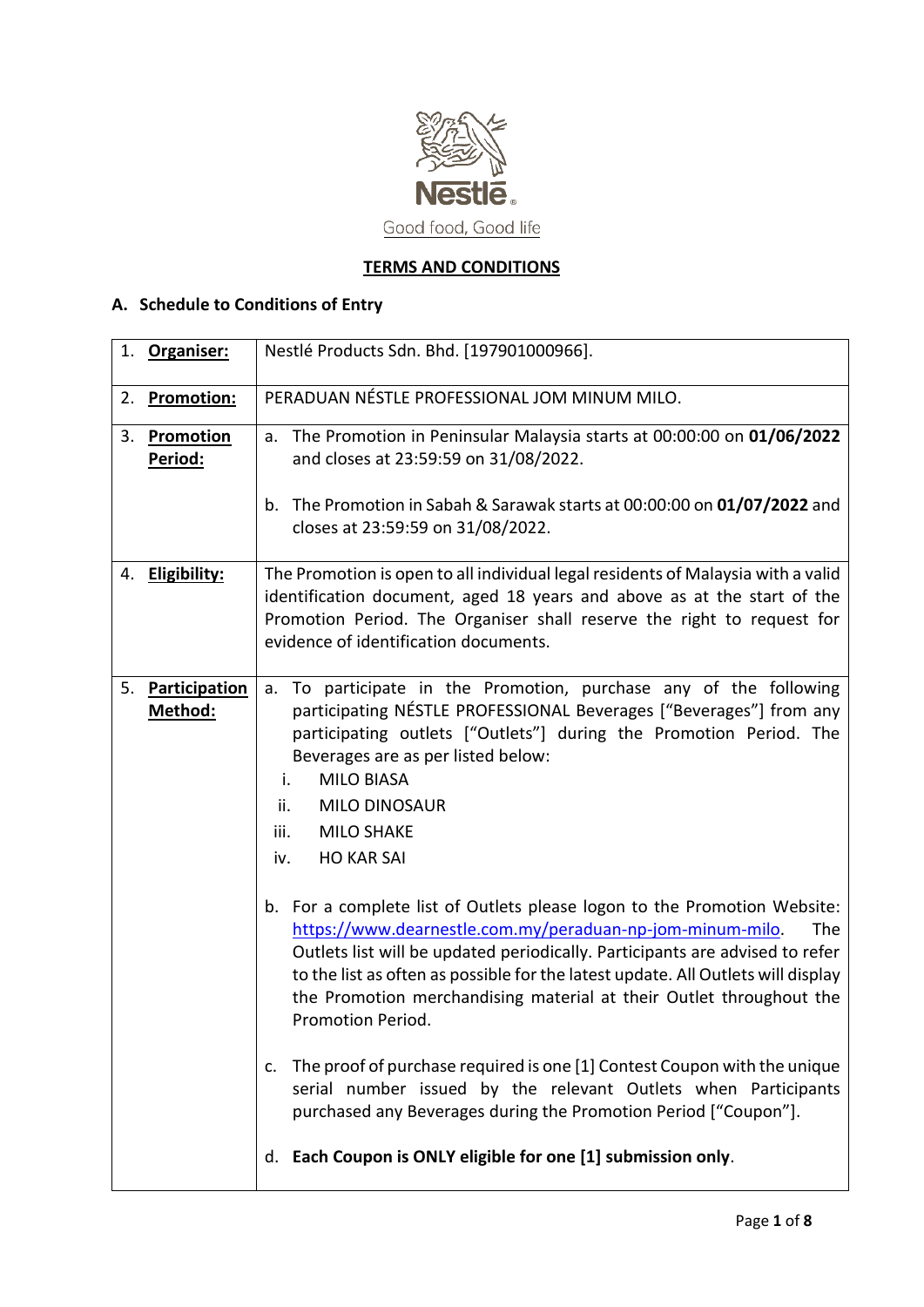Nestlé
Good food, Good life

## TERMS AND CONDITIONS

### A. Schedule to Conditions of Entry

| | |
|---|---|
| 1. **Organiser:** | Nestlé Products Sdn. Bhd. [197901000966]. |
| 2. **Promotion:** | PERADUAN NÉSTLE PROFESSIONAL JOM MINUM MILO. |
| 3. **Promotion Period:** | a. The Promotion in Peninsular Malaysia starts at 00:00:00 on **01/06/2022** and closes at 23:59:59 on 31/08/2022.<br><br>b. The Promotion in Sabah & Sarawak starts at 00:00:00 on **01/07/2022** and closes at 23:59:59 on 31/08/2022. |
| 4. **Eligibility:** | The Promotion is open to all individual legal residents of Malaysia with a valid identification document, aged 18 years and above as at the start of the Promotion Period. The Organiser shall reserve the right to request for evidence of identification documents. |
| 5. **Participation Method:** | a. To participate in the Promotion, purchase any of the following participating NÉSTLE PROFESSIONAL Beverages ["Beverages"] from any participating outlets ["Outlets"] during the Promotion Period. The Beverages are as per listed below:<br>i. MILO BIASA<br>ii. MILO DINOSAUR<br>iii. MILO SHAKE<br>iv. HO KAR SAI<br><br>b. For a complete list of Outlets please logon to the Promotion Website: https://www.dearnestle.com.my/peraduan-np-jom-minum-milo. The Outlets list will be updated periodically. Participants are advised to refer to the list as often as possible for the latest update. All Outlets will display the Promotion merchandising material at their Outlet throughout the Promotion Period.<br><br>c. The proof of purchase required is one [1] Contest Coupon with the unique serial number issued by the relevant Outlets when Participants purchased any Beverages during the Promotion Period ["Coupon"].<br><br>d. **Each Coupon is ONLY eligible for one [1] submission only**. |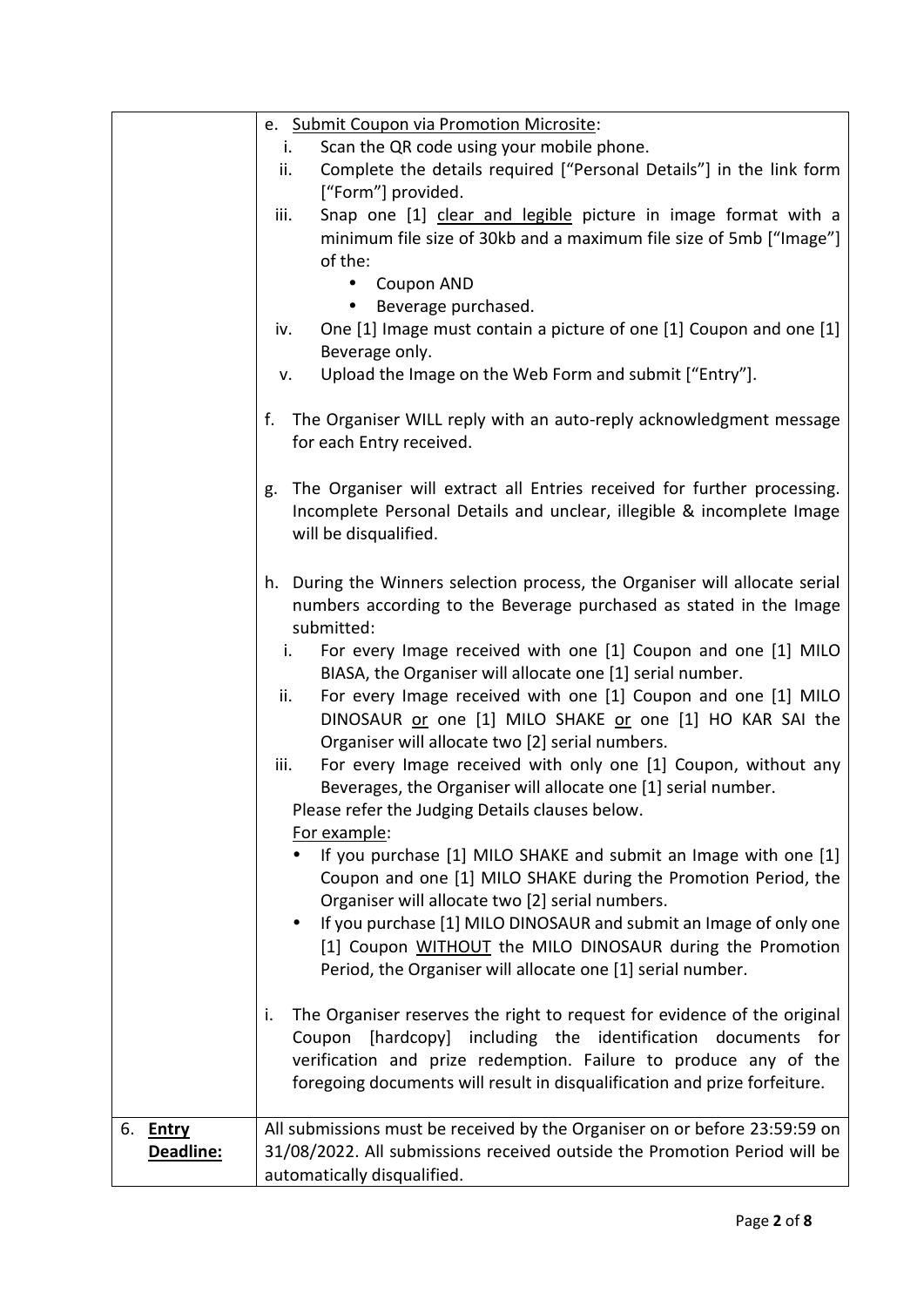| | |
|---|---|
| | e. <u>Submit Coupon via Promotion Microsite</u>:<br>i. Scan the QR code using your mobile phone.<br>ii. Complete the details required ["Personal Details"] in the link form ["Form"] provided.<br>iii. Snap one [1] <u>clear and legible</u> picture in image format with a minimum file size of 30kb and a maximum file size of 5mb ["Image"] of the:<br>• Coupon AND<br>• Beverage purchased.<br>iv. One [1] Image must contain a picture of one [1] Coupon and one [1] Beverage only.<br>v. Upload the Image on the Web Form and submit ["Entry"].<br><br>f. The Organiser WILL reply with an auto-reply acknowledgment message for each Entry received.<br><br>g. The Organiser will extract all Entries received for further processing. Incomplete Personal Details and unclear, illegible & incomplete Image will be disqualified.<br><br>h. During the Winners selection process, the Organiser will allocate serial numbers according to the Beverage purchased as stated in the Image submitted:<br>i. For every Image received with one [1] Coupon and one [1] MILO BIASA, the Organiser will allocate one [1] serial number.<br>ii. For every Image received with one [1] Coupon and one [1] MILO DINOSAUR <u>or</u> one [1] MILO SHAKE <u>or</u> one [1] HO KAR SAI the Organiser will allocate two [2] serial numbers.<br>iii. For every Image received with only one [1] Coupon, without any Beverages, the Organiser will allocate one [1] serial number.<br>Please refer the Judging Details clauses below.<br><u>For example</u>:<br>• If you purchase [1] MILO SHAKE and submit an Image with one [1] Coupon and one [1] MILO SHAKE during the Promotion Period, the Organiser will allocate two [2] serial numbers.<br>• If you purchase [1] MILO DINOSAUR and submit an Image of only one [1] Coupon <u>WITHOUT</u> the MILO DINOSAUR during the Promotion Period, the Organiser will allocate one [1] serial number.<br><br>i. The Organiser reserves the right to request for evidence of the original Coupon [hardcopy] including the identification documents for verification and prize redemption. Failure to produce any of the foregoing documents will result in disqualification and prize forfeiture. |
| 6. **<u>Entry Deadline:</u>** | All submissions must be received by the Organiser on or before 23:59:59 on 31/08/2022. All submissions received outside the Promotion Period will be automatically disqualified. |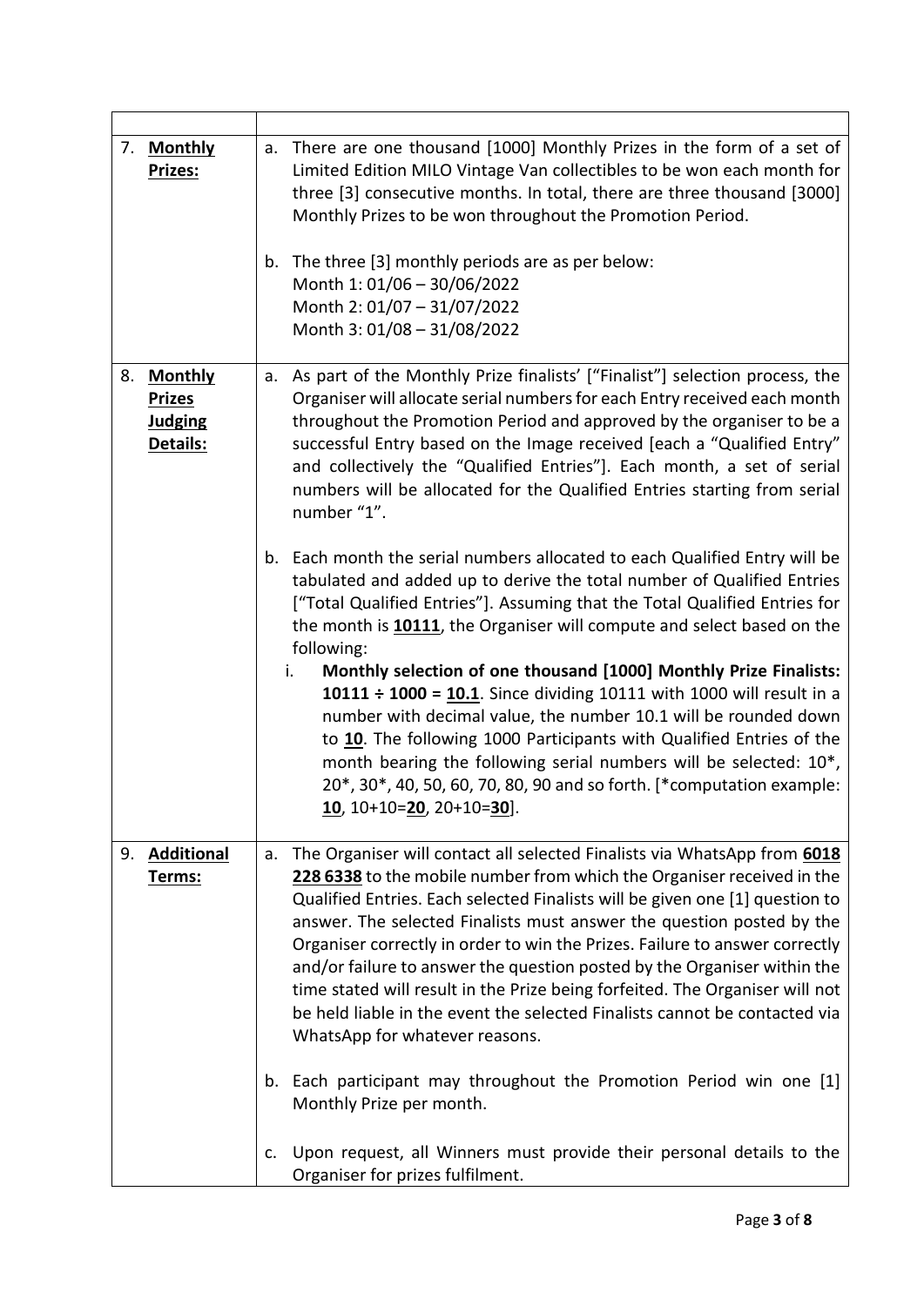| | |
|---|---|
| 7. **Monthly Prizes:** | a. There are one thousand [1000] Monthly Prizes in the form of a set of Limited Edition MILO Vintage Van collectibles to be won each month for three [3] consecutive months. In total, there are three thousand [3000] Monthly Prizes to be won throughout the Promotion Period.<br><br>b. The three [3] monthly periods are as per below:<br>Month 1: 01/06 – 30/06/2022<br>Month 2: 01/07 – 31/07/2022<br>Month 3: 01/08 – 31/08/2022 |
| 8. **Monthly Prizes Judging Details:** | a. As part of the Monthly Prize finalists' ["Finalist"] selection process, the Organiser will allocate serial numbers for each Entry received each month throughout the Promotion Period and approved by the organiser to be a successful Entry based on the Image received [each a "Qualified Entry" and collectively the "Qualified Entries"]. Each month, a set of serial numbers will be allocated for the Qualified Entries starting from serial number "1".<br><br>b. Each month the serial numbers allocated to each Qualified Entry will be tabulated and added up to derive the total number of Qualified Entries ["Total Qualified Entries"]. Assuming that the Total Qualified Entries for the month is **10111**, the Organiser will compute and select based on the following:<br>i. **Monthly selection of one thousand [1000] Monthly Prize Finalists: 10111 ÷ 1000 = 10.1**. Since dividing 10111 with 1000 will result in a number with decimal value, the number 10.1 will be rounded down to **10**. The following 1000 Participants with Qualified Entries of the month bearing the following serial numbers will be selected: 10*, 20*, 30*, 40, 50, 60, 70, 80, 90 and so forth. [*computation example: **10**, 10+10=**20**, 20+10=**30**]. |
| 9. **Additional Terms:** | a. The Organiser will contact all selected Finalists via WhatsApp from **6018 228 6338** to the mobile number from which the Organiser received in the Qualified Entries. Each selected Finalists will be given one [1] question to answer. The selected Finalists must answer the question posted by the Organiser correctly in order to win the Prizes. Failure to answer correctly and/or failure to answer the question posted by the Organiser within the time stated will result in the Prize being forfeited. The Organiser will not be held liable in the event the selected Finalists cannot be contacted via WhatsApp for whatever reasons.<br><br>b. Each participant may throughout the Promotion Period win one [1] Monthly Prize per month.<br><br>c. Upon request, all Winners must provide their personal details to the Organiser for prizes fulfilment. |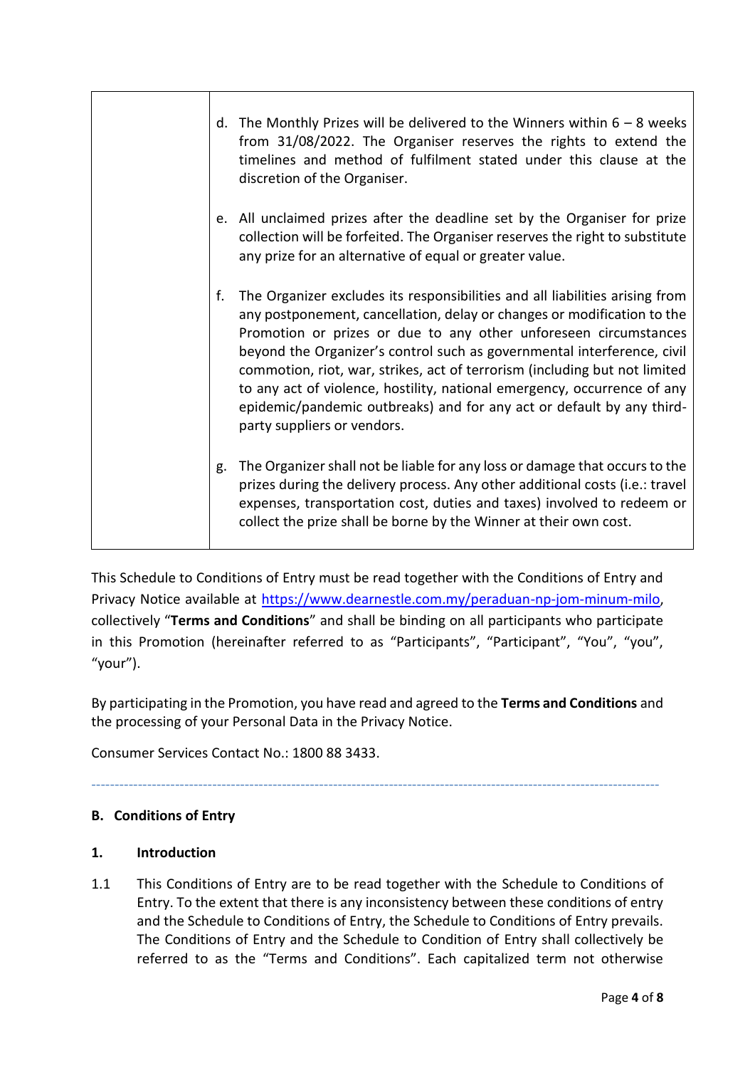| | |
|---|---|
| | d. The Monthly Prizes will be delivered to the Winners within 6 – 8 weeks from 31/08/2022. The Organiser reserves the rights to extend the timelines and method of fulfilment stated under this clause at the discretion of the Organiser.<br><br>e. All unclaimed prizes after the deadline set by the Organiser for prize collection will be forfeited. The Organiser reserves the right to substitute any prize for an alternative of equal or greater value.<br><br>f. The Organizer excludes its responsibilities and all liabilities arising from any postponement, cancellation, delay or changes or modification to the Promotion or prizes or due to any other unforeseen circumstances beyond the Organizer's control such as governmental interference, civil commotion, riot, war, strikes, act of terrorism (including but not limited to any act of violence, hostility, national emergency, occurrence of any epidemic/pandemic outbreaks) and for any act or default by any third-party suppliers or vendors.<br><br>g. The Organizer shall not be liable for any loss or damage that occurs to the prizes during the delivery process. Any other additional costs (i.e.: travel expenses, transportation cost, duties and taxes) involved to redeem or collect the prize shall be borne by the Winner at their own cost. |

This Schedule to Conditions of Entry must be read together with the Conditions of Entry and Privacy Notice available at https://www.dearnestle.com.my/peraduan-np-jom-minum-milo, collectively "**Terms and Conditions**" and shall be binding on all participants who participate in this Promotion (hereinafter referred to as "Participants", "Participant", "You", "you", "your").

By participating in the Promotion, you have read and agreed to the **Terms and Conditions** and the processing of your Personal Data in the Privacy Notice.

Consumer Services Contact No.: 1800 88 3433.

---

## B. Conditions of Entry

### 1. Introduction

1.1 This Conditions of Entry are to be read together with the Schedule to Conditions of Entry. To the extent that there is any inconsistency between these conditions of entry and the Schedule to Conditions of Entry, the Schedule to Conditions of Entry prevails. The Conditions of Entry and the Schedule to Condition of Entry shall collectively be referred to as the "Terms and Conditions". Each capitalized term not otherwise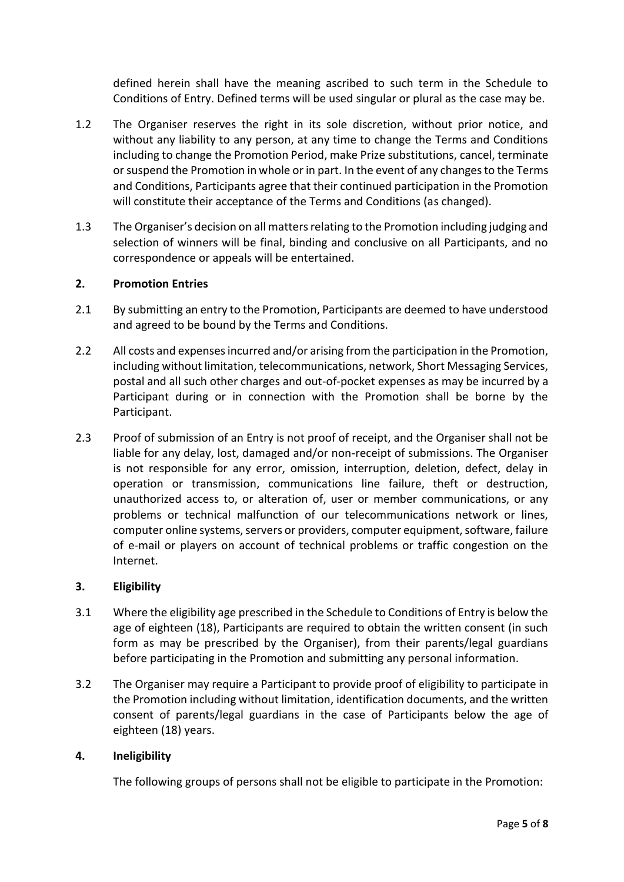defined herein shall have the meaning ascribed to such term in the Schedule to Conditions of Entry. Defined terms will be used singular or plural as the case may be.

1.2 The Organiser reserves the right in its sole discretion, without prior notice, and without any liability to any person, at any time to change the Terms and Conditions including to change the Promotion Period, make Prize substitutions, cancel, terminate or suspend the Promotion in whole or in part. In the event of any changes to the Terms and Conditions, Participants agree that their continued participation in the Promotion will constitute their acceptance of the Terms and Conditions (as changed).

1.3 The Organiser's decision on all matters relating to the Promotion including judging and selection of winners will be final, binding and conclusive on all Participants, and no correspondence or appeals will be entertained.

## 2. Promotion Entries

2.1 By submitting an entry to the Promotion, Participants are deemed to have understood and agreed to be bound by the Terms and Conditions.

2.2 All costs and expenses incurred and/or arising from the participation in the Promotion, including without limitation, telecommunications, network, Short Messaging Services, postal and all such other charges and out-of-pocket expenses as may be incurred by a Participant during or in connection with the Promotion shall be borne by the Participant.

2.3 Proof of submission of an Entry is not proof of receipt, and the Organiser shall not be liable for any delay, lost, damaged and/or non-receipt of submissions. The Organiser is not responsible for any error, omission, interruption, deletion, defect, delay in operation or transmission, communications line failure, theft or destruction, unauthorized access to, or alteration of, user or member communications, or any problems or technical malfunction of our telecommunications network or lines, computer online systems, servers or providers, computer equipment, software, failure of e-mail or players on account of technical problems or traffic congestion on the Internet.

## 3. Eligibility

3.1 Where the eligibility age prescribed in the Schedule to Conditions of Entry is below the age of eighteen (18), Participants are required to obtain the written consent (in such form as may be prescribed by the Organiser), from their parents/legal guardians before participating in the Promotion and submitting any personal information.

3.2 The Organiser may require a Participant to provide proof of eligibility to participate in the Promotion including without limitation, identification documents, and the written consent of parents/legal guardians in the case of Participants below the age of eighteen (18) years.

## 4. Ineligibility

The following groups of persons shall not be eligible to participate in the Promotion: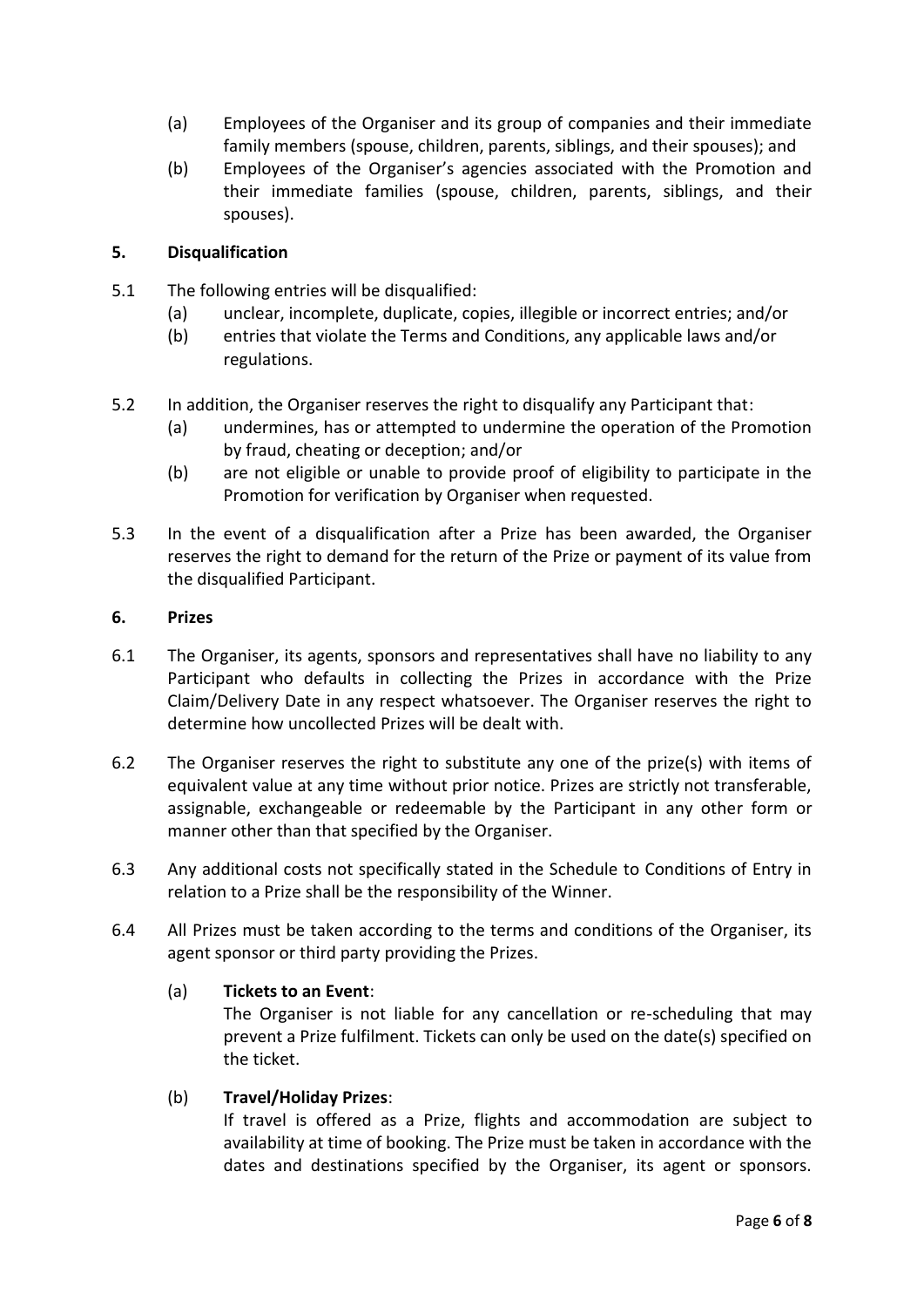(a) Employees of the Organiser and its group of companies and their immediate family members (spouse, children, parents, siblings, and their spouses); and

(b) Employees of the Organiser's agencies associated with the Promotion and their immediate families (spouse, children, parents, siblings, and their spouses).

## 5. Disqualification

5.1 The following entries will be disqualified:

(a) unclear, incomplete, duplicate, copies, illegible or incorrect entries; and/or

(b) entries that violate the Terms and Conditions, any applicable laws and/or regulations.

5.2 In addition, the Organiser reserves the right to disqualify any Participant that:

(a) undermines, has or attempted to undermine the operation of the Promotion by fraud, cheating or deception; and/or

(b) are not eligible or unable to provide proof of eligibility to participate in the Promotion for verification by Organiser when requested.

5.3 In the event of a disqualification after a Prize has been awarded, the Organiser reserves the right to demand for the return of the Prize or payment of its value from the disqualified Participant.

## 6. Prizes

6.1 The Organiser, its agents, sponsors and representatives shall have no liability to any Participant who defaults in collecting the Prizes in accordance with the Prize Claim/Delivery Date in any respect whatsoever. The Organiser reserves the right to determine how uncollected Prizes will be dealt with.

6.2 The Organiser reserves the right to substitute any one of the prize(s) with items of equivalent value at any time without prior notice. Prizes are strictly not transferable, assignable, exchangeable or redeemable by the Participant in any other form or manner other than that specified by the Organiser.

6.3 Any additional costs not specifically stated in the Schedule to Conditions of Entry in relation to a Prize shall be the responsibility of the Winner.

6.4 All Prizes must be taken according to the terms and conditions of the Organiser, its agent sponsor or third party providing the Prizes.

(a) **Tickets to an Event**:
The Organiser is not liable for any cancellation or re-scheduling that may prevent a Prize fulfilment. Tickets can only be used on the date(s) specified on the ticket.

(b) **Travel/Holiday Prizes**:
If travel is offered as a Prize, flights and accommodation are subject to availability at time of booking. The Prize must be taken in accordance with the dates and destinations specified by the Organiser, its agent or sponsors.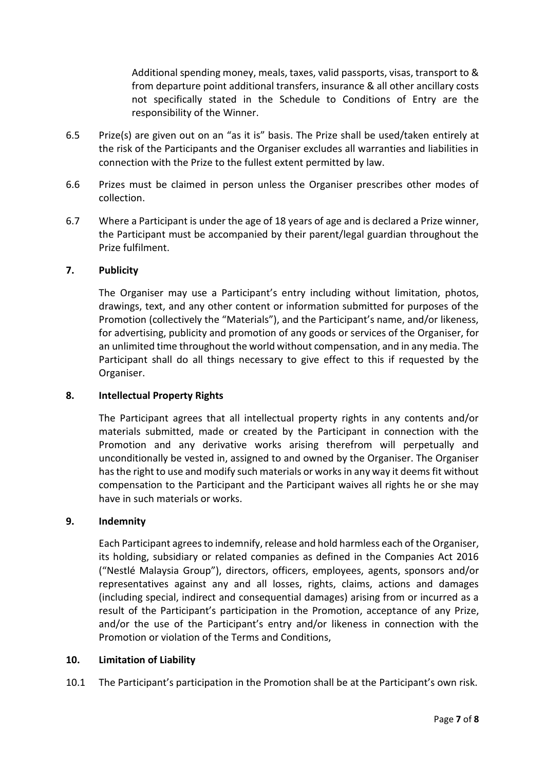Additional spending money, meals, taxes, valid passports, visas, transport to & from departure point additional transfers, insurance & all other ancillary costs not specifically stated in the Schedule to Conditions of Entry are the responsibility of the Winner.

6.5 Prize(s) are given out on an "as it is" basis. The Prize shall be used/taken entirely at the risk of the Participants and the Organiser excludes all warranties and liabilities in connection with the Prize to the fullest extent permitted by law.

6.6 Prizes must be claimed in person unless the Organiser prescribes other modes of collection.

6.7 Where a Participant is under the age of 18 years of age and is declared a Prize winner, the Participant must be accompanied by their parent/legal guardian throughout the Prize fulfilment.

## 7. Publicity

The Organiser may use a Participant's entry including without limitation, photos, drawings, text, and any other content or information submitted for purposes of the Promotion (collectively the "Materials"), and the Participant's name, and/or likeness, for advertising, publicity and promotion of any goods or services of the Organiser, for an unlimited time throughout the world without compensation, and in any media. The Participant shall do all things necessary to give effect to this if requested by the Organiser.

## 8. Intellectual Property Rights

The Participant agrees that all intellectual property rights in any contents and/or materials submitted, made or created by the Participant in connection with the Promotion and any derivative works arising therefrom will perpetually and unconditionally be vested in, assigned to and owned by the Organiser. The Organiser has the right to use and modify such materials or works in any way it deems fit without compensation to the Participant and the Participant waives all rights he or she may have in such materials or works.

## 9. Indemnity

Each Participant agrees to indemnify, release and hold harmless each of the Organiser, its holding, subsidiary or related companies as defined in the Companies Act 2016 ("Nestlé Malaysia Group"), directors, officers, employees, agents, sponsors and/or representatives against any and all losses, rights, claims, actions and damages (including special, indirect and consequential damages) arising from or incurred as a result of the Participant's participation in the Promotion, acceptance of any Prize, and/or the use of the Participant's entry and/or likeness in connection with the Promotion or violation of the Terms and Conditions,

## 10. Limitation of Liability

10.1 The Participant's participation in the Promotion shall be at the Participant's own risk.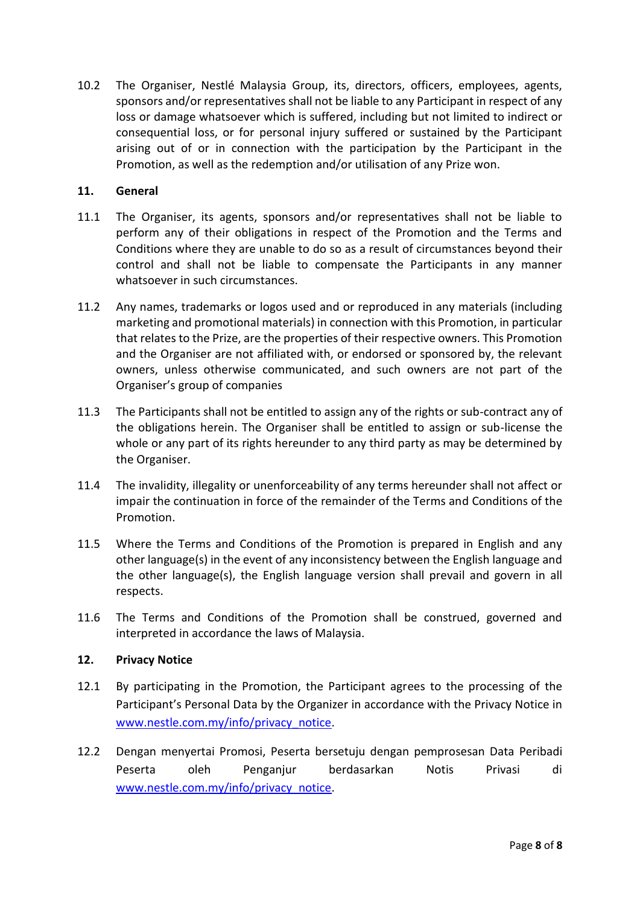10.2 The Organiser, Nestlé Malaysia Group, its, directors, officers, employees, agents, sponsors and/or representatives shall not be liable to any Participant in respect of any loss or damage whatsoever which is suffered, including but not limited to indirect or consequential loss, or for personal injury suffered or sustained by the Participant arising out of or in connection with the participation by the Participant in the Promotion, as well as the redemption and/or utilisation of any Prize won.

## 11. General

11.1 The Organiser, its agents, sponsors and/or representatives shall not be liable to perform any of their obligations in respect of the Promotion and the Terms and Conditions where they are unable to do so as a result of circumstances beyond their control and shall not be liable to compensate the Participants in any manner whatsoever in such circumstances.

11.2 Any names, trademarks or logos used and or reproduced in any materials (including marketing and promotional materials) in connection with this Promotion, in particular that relates to the Prize, are the properties of their respective owners. This Promotion and the Organiser are not affiliated with, or endorsed or sponsored by, the relevant owners, unless otherwise communicated, and such owners are not part of the Organiser's group of companies

11.3 The Participants shall not be entitled to assign any of the rights or sub-contract any of the obligations herein. The Organiser shall be entitled to assign or sub-license the whole or any part of its rights hereunder to any third party as may be determined by the Organiser.

11.4 The invalidity, illegality or unenforceability of any terms hereunder shall not affect or impair the continuation in force of the remainder of the Terms and Conditions of the Promotion.

11.5 Where the Terms and Conditions of the Promotion is prepared in English and any other language(s) in the event of any inconsistency between the English language and the other language(s), the English language version shall prevail and govern in all respects.

11.6 The Terms and Conditions of the Promotion shall be construed, governed and interpreted in accordance the laws of Malaysia.

## 12. Privacy Notice

12.1 By participating in the Promotion, the Participant agrees to the processing of the Participant's Personal Data by the Organizer in accordance with the Privacy Notice in www.nestle.com.my/info/privacy_notice.

12.2 Dengan menyertai Promosi, Peserta bersetuju dengan pemprosesan Data Peribadi Peserta oleh Penganjur berdasarkan Notis Privasi di www.nestle.com.my/info/privacy_notice.